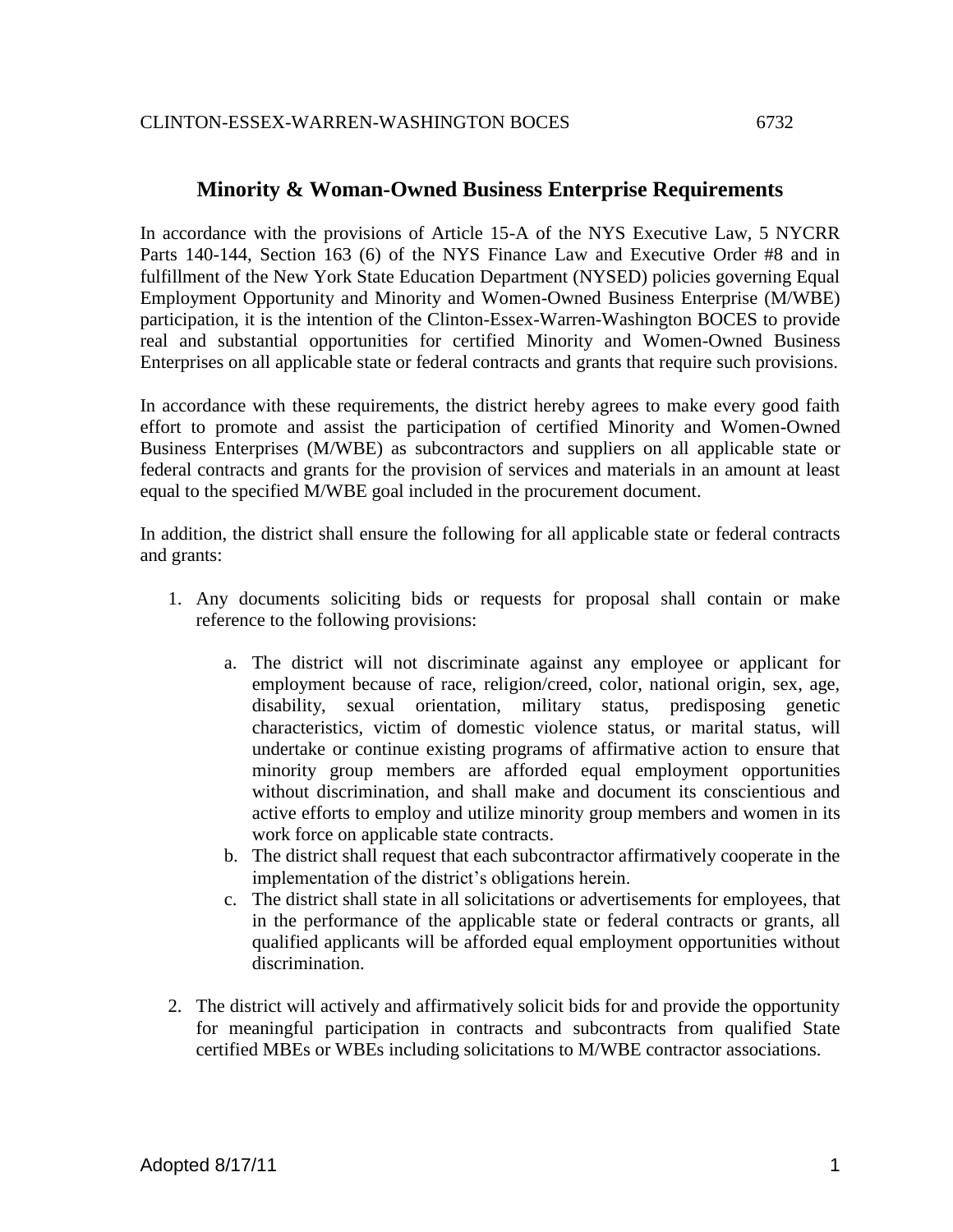# Minority & Woman-Owned Business Enterprise Requirements

In accordance with the provisions of Article 15-A of the NYS Executive Law, 5 NYCRR Parts 140-144, Section 163 (6) of the NYS Finance Law and Executive Order #8 and in fulfillment of the New York State Education Department (NYSED) policies governing Equal Employment Opportunity and Minority and Women-Owned Business Enterprise (M/WBE) participation, it is the intention of the Clinton-Essex-Warren-Washington BOCES to provide real and substantial opportunities for certified Minority and Women-Owned Business Enterprises on all applicable state or federal contracts and grants that require such provisions.

In accordance with these requirements, the district hereby agrees to make every good faith effort to promote and assist the participation of certified Minority and Women-Owned Business Enterprises (M/WBE) as subcontractors and suppliers on all applicable state or federal contracts and grants for the provision of services and materials in an amount at least equal to the specified M/WBE goal included in the procurement document.

In addition, the district shall ensure the following for all applicable state or federal contracts and grants:

1. Any documents soliciting bids or requests for proposal shall contain or make reference to the following provisions:

    a. The district will not discriminate against any employee or applicant for employment because of race, religion/creed, color, national origin, sex, age, disability, sexual orientation, military status, predisposing genetic characteristics, victim of domestic violence status, or marital status, will undertake or continue existing programs of affirmative action to ensure that minority group members are afforded equal employment opportunities without discrimination, and shall make and document its conscientious and active efforts to employ and utilize minority group members and women in its work force on applicable state contracts.
    b. The district shall request that each subcontractor affirmatively cooperate in the implementation of the district's obligations herein.
    c. The district shall state in all solicitations or advertisements for employees, that in the performance of the applicable state or federal contracts or grants, all qualified applicants will be afforded equal employment opportunities without discrimination.

2. The district will actively and affirmatively solicit bids for and provide the opportunity for meaningful participation in contracts and subcontracts from qualified State certified MBEs or WBEs including solicitations to M/WBE contractor associations.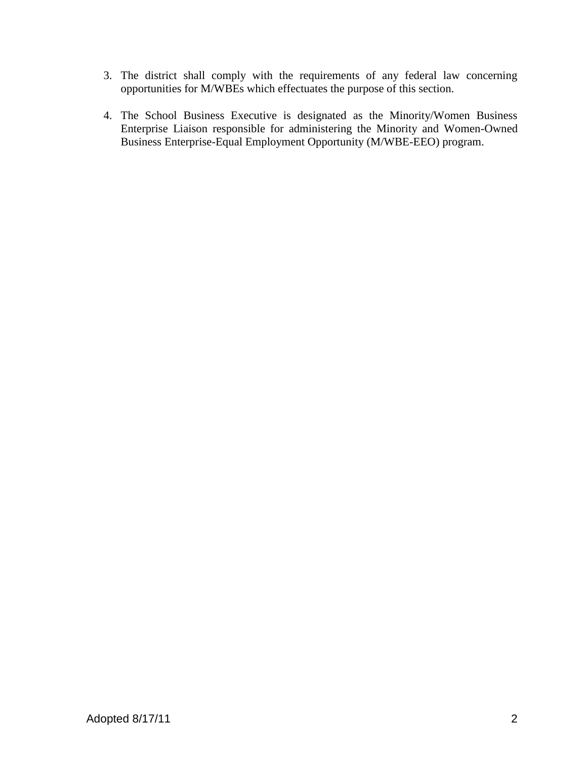3. The district shall comply with the requirements of any federal law concerning opportunities for M/WBEs which effectuates the purpose of this section.

4. The School Business Executive is designated as the Minority/Women Business Enterprise Liaison responsible for administering the Minority and Women-Owned Business Enterprise-Equal Employment Opportunity (M/WBE-EEO) program.

Adopted 8/17/11